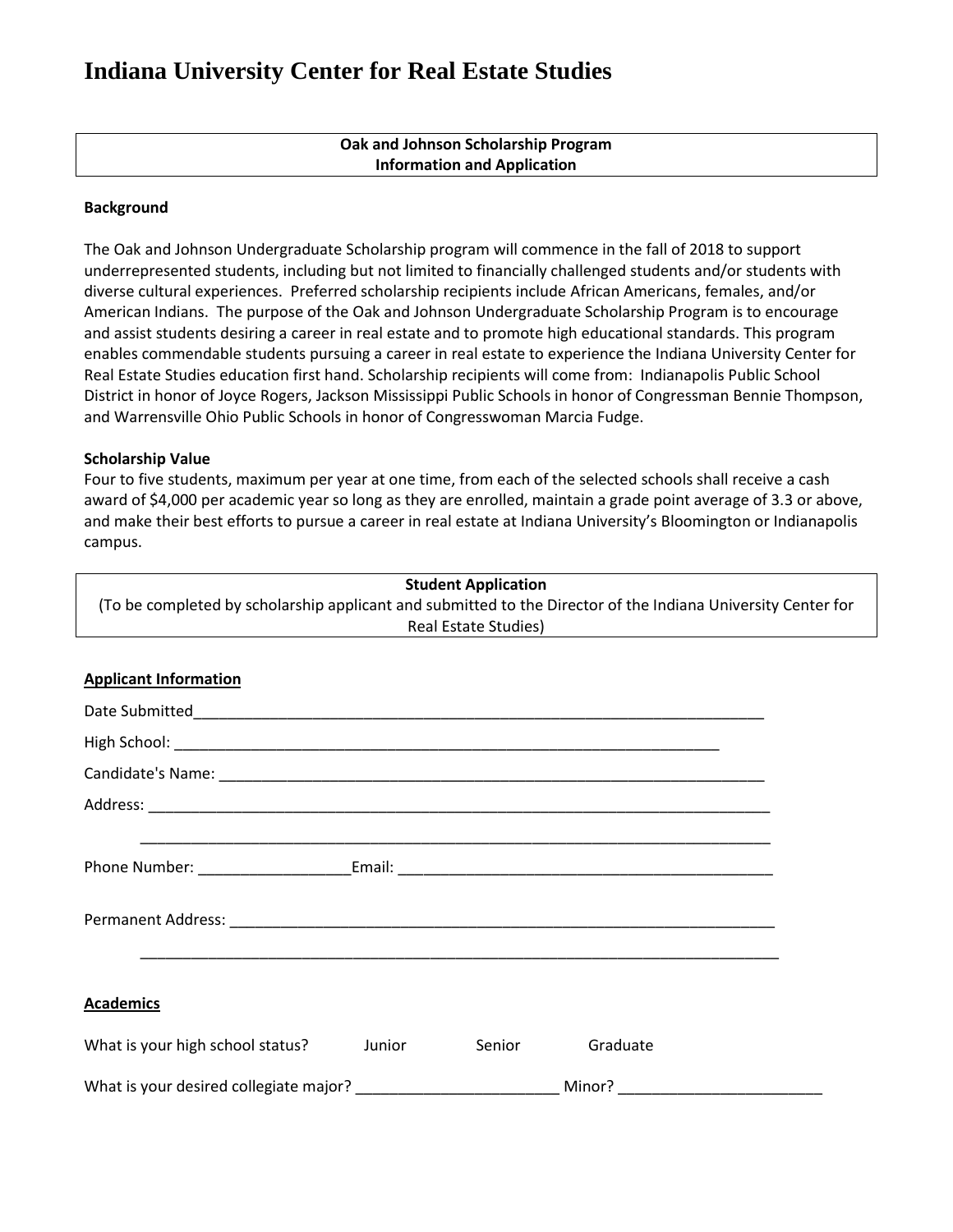# Indiana University Center for Real Estate Studies

**Oak and Johnson Scholarship Program**
**Information and Application**

**Background**

The Oak and Johnson Undergraduate Scholarship program will commence in the fall of 2018 to support underrepresented students, including but not limited to financially challenged students and/or students with diverse cultural experiences. Preferred scholarship recipients include African Americans, females, and/or American Indians. The purpose of the Oak and Johnson Undergraduate Scholarship Program is to encourage and assist students desiring a career in real estate and to promote high educational standards. This program enables commendable students pursuing a career in real estate to experience the Indiana University Center for Real Estate Studies education first hand. Scholarship recipients will come from: Indianapolis Public School District in honor of Joyce Rogers, Jackson Mississippi Public Schools in honor of Congressman Bennie Thompson, and Warrensville Ohio Public Schools in honor of Congresswoman Marcia Fudge.

**Scholarship Value**

Four to five students, maximum per year at one time, from each of the selected schools shall receive a cash award of $4,000 per academic year so long as they are enrolled, maintain a grade point average of 3.3 or above, and make their best efforts to pursue a career in real estate at Indiana University's Bloomington or Indianapolis campus.

**Student Application**
(To be completed by scholarship applicant and submitted to the Director of the Indiana University Center for Real Estate Studies)

**Applicant Information**

Date Submitted______________________________________________________________________

High School: _____________________________________________________________________

Candidate's Name: ____________________________________________________________________

Address: ____________________________________________________________________________

____________________________________________________________________________

Phone Number: __________________Email: _____________________________________________

Permanent Address: ___________________________________________________________________

____________________________________________________________________________

**Academics**

What is your high school status? Junior Senior Graduate

What is your desired collegiate major? ________________________ Minor? ________________________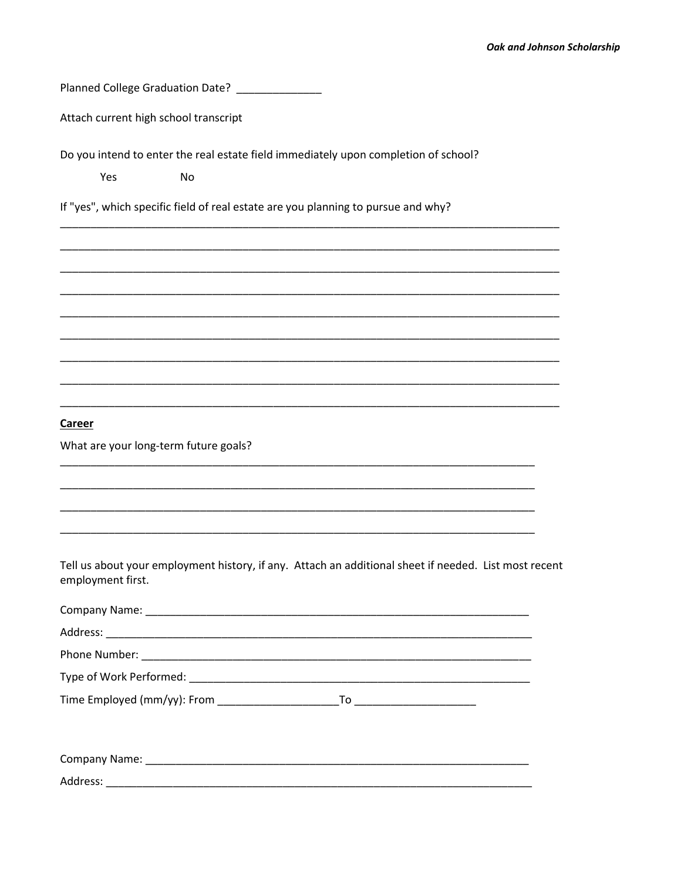Planned College Graduation Date? ______________

Attach current high school transcript

Do you intend to enter the real estate field immediately upon completion of school?

Yes No

If "yes", which specific field of real estate are you planning to pursue and why?

_______________________________________________________________________________

_______________________________________________________________________________

_______________________________________________________________________________

_______________________________________________________________________________

_______________________________________________________________________________

_______________________________________________________________________________

_______________________________________________________________________________

_______________________________________________________________________________

_______________________________________________________________________________

**Career**

What are your long-term future goals?

_____________________________________________________________________________

_____________________________________________________________________________

_____________________________________________________________________________

_____________________________________________________________________________

Tell us about your employment history, if any. Attach an additional sheet if needed. List most recent employment first.

Company Name: ____________________________________________________________

Address: _________________________________________________________________

Phone Number: ____________________________________________________________

Type of Work Performed: _____________________________________________________

Time Employed (mm/yy): From ____________________To ____________________

Company Name: ____________________________________________________________

Address: _________________________________________________________________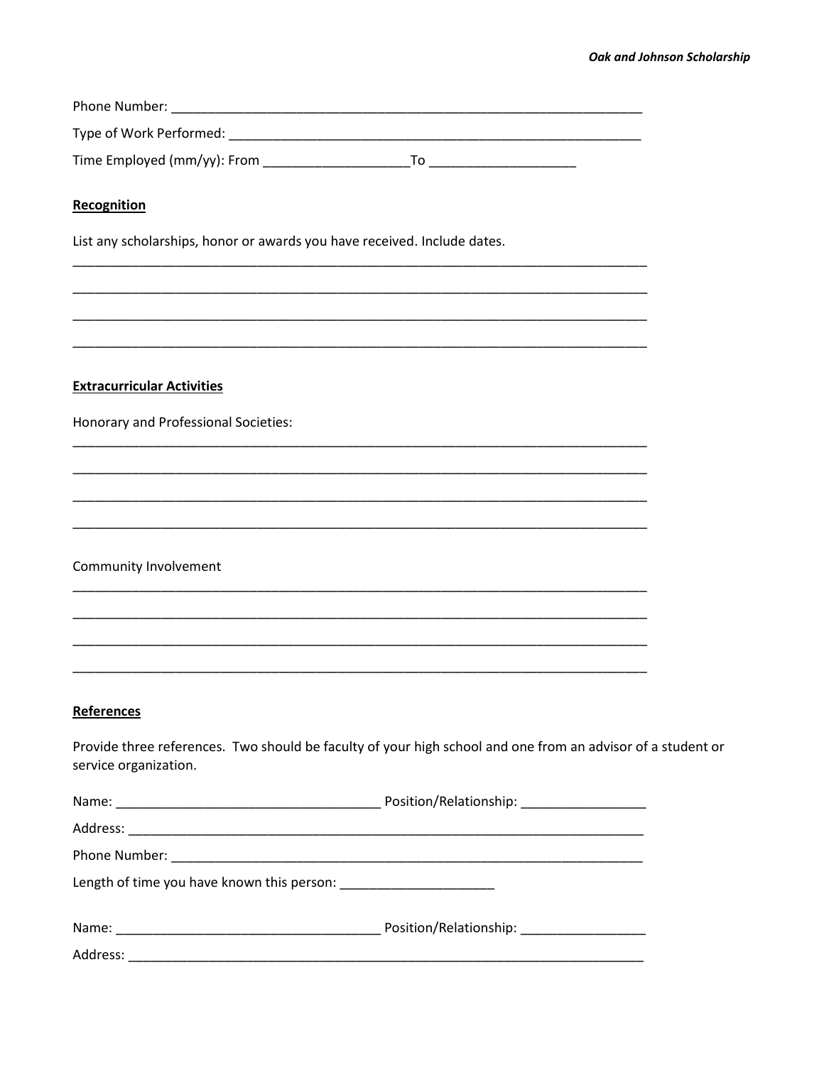Phone Number: ____________________________________________________________________

Type of Work Performed: ____________________________________________________________

Time Employed (mm/yy): From ____________________To ____________________

**Recognition**

List any scholarships, honor or awards you have received. Include dates.

_________________________________________________________________________________

_________________________________________________________________________________

_________________________________________________________________________________

_________________________________________________________________________________

**Extracurricular Activities**

Honorary and Professional Societies:

_________________________________________________________________________________

_________________________________________________________________________________

_________________________________________________________________________________

_________________________________________________________________________________

Community Involvement

_________________________________________________________________________________

_________________________________________________________________________________

_________________________________________________________________________________

_________________________________________________________________________________

**References**

Provide three references. Two should be faculty of your high school and one from an advisor of a student or service organization.

Name: ____________________________________ Position/Relationship: _________________

Address: __________________________________________________________________________

Phone Number: ____________________________________________________________________

Length of time you have known this person: _____________________

Name: ____________________________________ Position/Relationship: _________________

Address: __________________________________________________________________________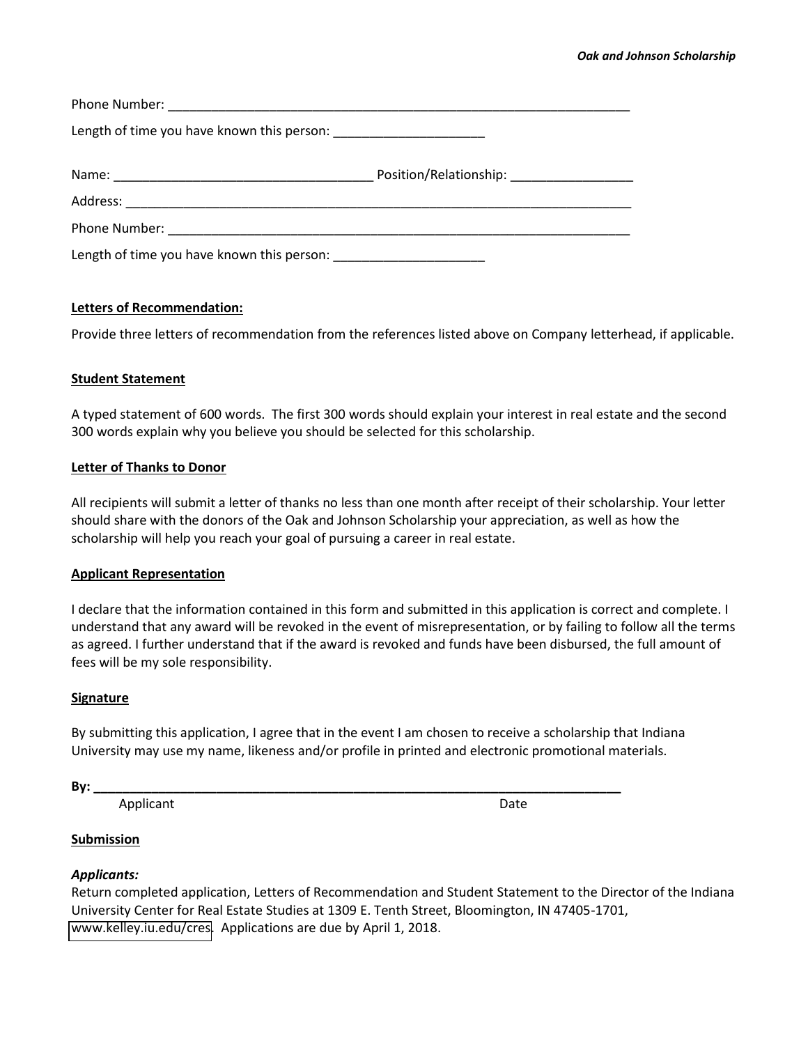Phone Number: ____________________________________________________________________

Length of time you have known this person: _____________________

Name: ___________________________________ Position/Relationship: _________________

Address: __________________________________________________________________________

Phone Number: ____________________________________________________________________

Length of time you have known this person: _____________________

**Letters of Recommendation:**

Provide three letters of recommendation from the references listed above on Company letterhead, if applicable.

**Student Statement**

A typed statement of 600 words. The first 300 words should explain your interest in real estate and the second 300 words explain why you believe you should be selected for this scholarship.

**Letter of Thanks to Donor**

All recipients will submit a letter of thanks no less than one month after receipt of their scholarship. Your letter should share with the donors of the Oak and Johnson Scholarship your appreciation, as well as how the scholarship will help you reach your goal of pursuing a career in real estate.

**Applicant Representation**

I declare that the information contained in this form and submitted in this application is correct and complete. I understand that any award will be revoked in the event of misrepresentation, or by failing to follow all the terms as agreed. I further understand that if the award is revoked and funds have been disbursed, the full amount of fees will be my sole responsibility.

**Signature**

By submitting this application, I agree that in the event I am chosen to receive a scholarship that Indiana University may use my name, likeness and/or profile in printed and electronic promotional materials.

**By:** ______________________________________________________________________________

Applicant Date

**Submission**

***Applicants:***

Return completed application, Letters of Recommendation and Student Statement to the Director of the Indiana University Center for Real Estate Studies at 1309 E. Tenth Street, Bloomington, IN 47405-1701, www.kelley.iu.edu/cres. Applications are due by April 1, 2018.